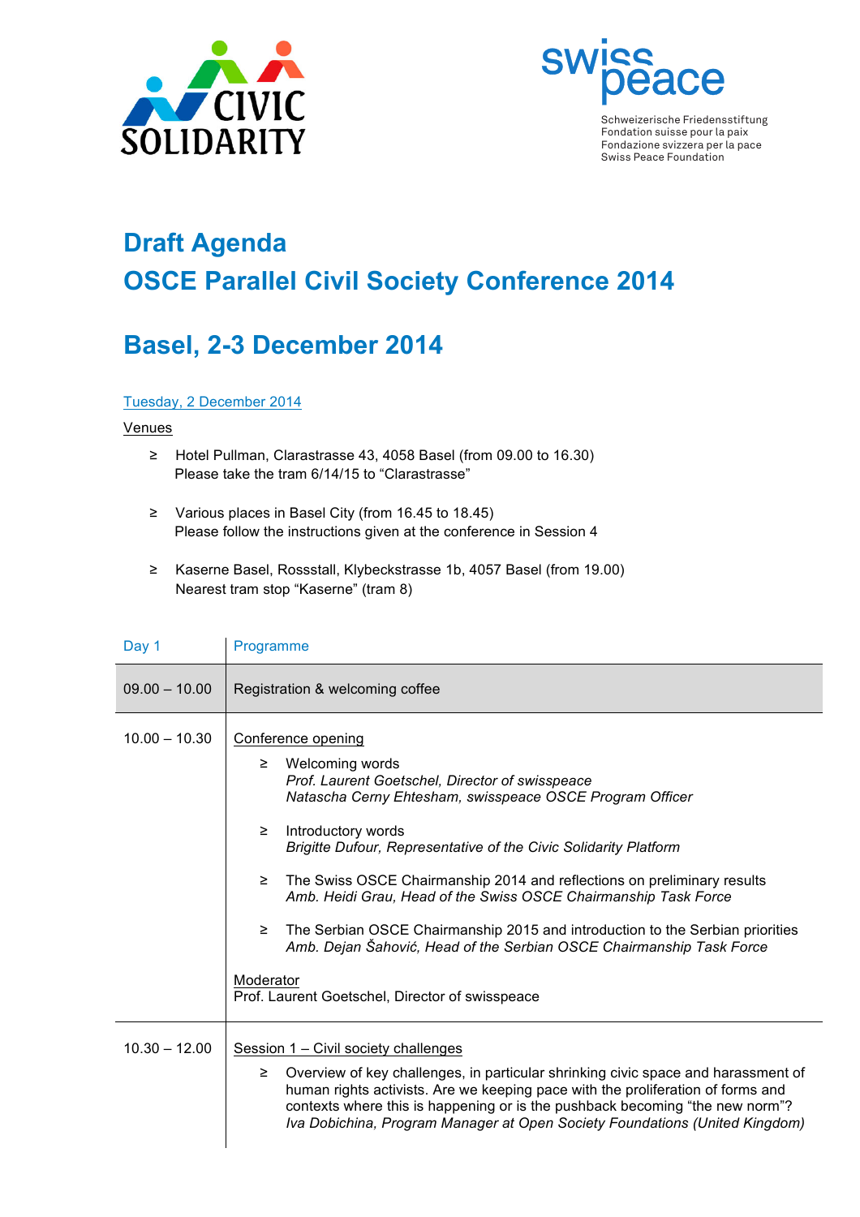CIVIC SOLIDARITY

swisspeace

Schweizerische Friedensstiftung
Fondation suisse pour la paix
Fondazione svizzera per la pace
Swiss Peace Foundation

# Draft Agenda
# OSCE Parallel Civil Society Conference 2014

# Basel, 2-3 December 2014

Tuesday, 2 December 2014

Venues

- ≥ Hotel Pullman, Clarastrasse 43, 4058 Basel (from 09.00 to 16.30)
  Please take the tram 6/14/15 to “Clarastrasse”
- ≥ Various places in Basel City (from 16.45 to 18.45)
  Please follow the instructions given at the conference in Session 4
- ≥ Kaserne Basel, Rossstall, Klybeckstrasse 1b, 4057 Basel (from 19.00)
  Nearest tram stop “Kaserne” (tram 8)

| Day 1 | Programme |
|---|---|
| 09.00 – 10.00 | Registration & welcoming coffee |
| 10.00 – 10.30 | Conference opening<br>≥ Welcoming words<br>*Prof. Laurent Goetschel, Director of swisspeace*<br>*Natascha Cerny Ehtesham, swisspeace OSCE Program Officer*<br>≥ Introductory words<br>*Brigitte Dufour, Representative of the Civic Solidarity Platform*<br>≥ The Swiss OSCE Chairmanship 2014 and reflections on preliminary results<br>*Amb. Heidi Grau, Head of the Swiss OSCE Chairmanship Task Force*<br>≥ The Serbian OSCE Chairmanship 2015 and introduction to the Serbian priorities<br>*Amb. Dejan Šahović, Head of the Serbian OSCE Chairmanship Task Force*<br>Moderator<br>Prof. Laurent Goetschel, Director of swisspeace |
| 10.30 – 12.00 | Session 1 – Civil society challenges<br>≥ Overview of key challenges, in particular shrinking civic space and harassment of human rights activists. Are we keeping pace with the proliferation of forms and contexts where this is happening or is the pushback becoming “the new norm”?<br>*Iva Dobichina, Program Manager at Open Society Foundations (United Kingdom)* |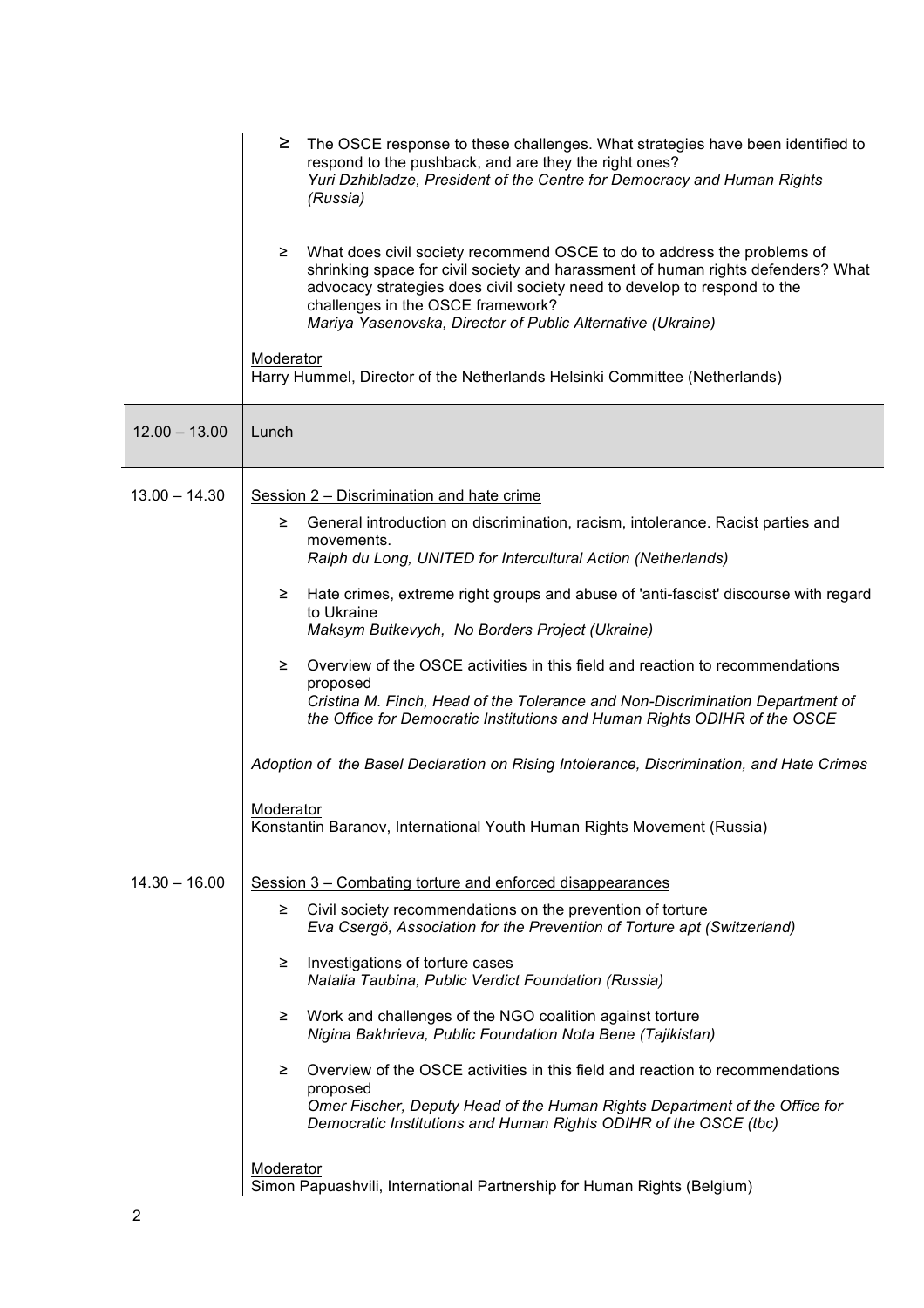| | |
|---|---|
| | ≥ The OSCE response to these challenges. What strategies have been identified to respond to the pushback, and are they the right ones?<br>*Yuri Dzhibladze, President of the Centre for Democracy and Human Rights (Russia)*<br><br>≥ What does civil society recommend OSCE to do to address the problems of shrinking space for civil society and harassment of human rights defenders? What advocacy strategies does civil society need to develop to respond to the challenges in the OSCE framework?<br>*Mariya Yasenovska, Director of Public Alternative (Ukraine)*<br><br><u>Moderator</u><br>Harry Hummel, Director of the Netherlands Helsinki Committee (Netherlands) |
| 12.00 – 13.00 | Lunch |
| 13.00 – 14.30 | <u>Session 2 – Discrimination and hate crime</u><br><br>≥ General introduction on discrimination, racism, intolerance. Racist parties and movements.<br>*Ralph du Long, UNITED for Intercultural Action (Netherlands)*<br><br>≥ Hate crimes, extreme right groups and abuse of 'anti-fascist' discourse with regard to Ukraine<br>*Maksym Butkevych, No Borders Project (Ukraine)*<br><br>≥ Overview of the OSCE activities in this field and reaction to recommendations proposed<br>*Cristina M. Finch, Head of the Tolerance and Non-Discrimination Department of the Office for Democratic Institutions and Human Rights ODIHR of the OSCE*<br><br>*Adoption of the Basel Declaration on Rising Intolerance, Discrimination, and Hate Crimes*<br><br><u>Moderator</u><br>Konstantin Baranov, International Youth Human Rights Movement (Russia) |
| 14.30 – 16.00 | <u>Session 3 – Combating torture and enforced disappearances</u><br><br>≥ Civil society recommendations on the prevention of torture<br>*Eva Csergö, Association for the Prevention of Torture apt (Switzerland)*<br><br>≥ Investigations of torture cases<br>*Natalia Taubina, Public Verdict Foundation (Russia)*<br><br>≥ Work and challenges of the NGO coalition against torture<br>*Nigina Bakhrieva, Public Foundation Nota Bene (Tajikistan)*<br><br>≥ Overview of the OSCE activities in this field and reaction to recommendations proposed<br>*Omer Fischer, Deputy Head of the Human Rights Department of the Office for Democratic Institutions and Human Rights ODIHR of the OSCE (tbc)*<br><br><u>Moderator</u><br>Simon Papuashvili, International Partnership for Human Rights (Belgium) |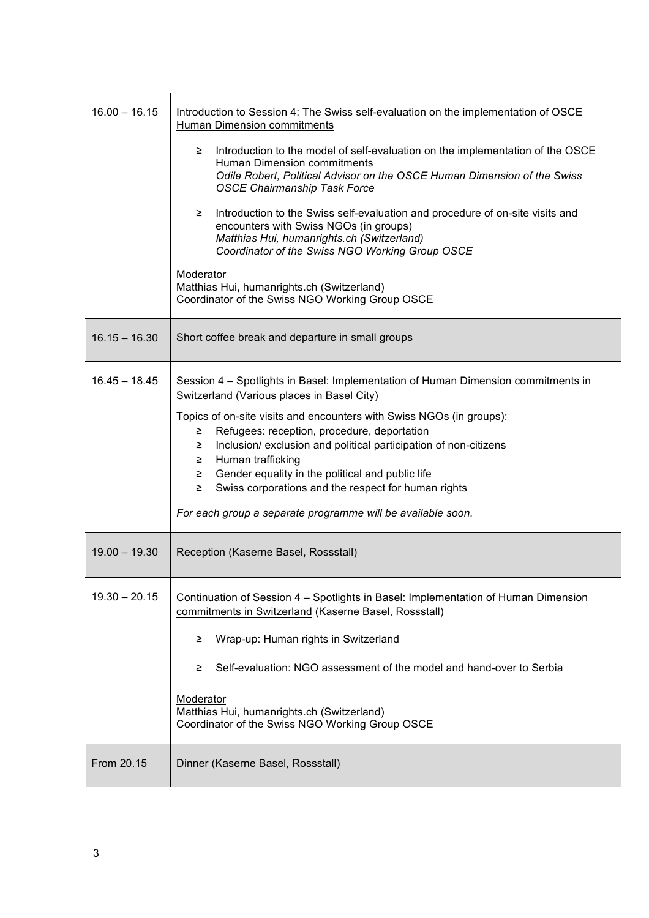| | |
|---|---|
| 16.00 – 16.15 | Introduction to Session 4: The Swiss self-evaluation on the implementation of OSCE Human Dimension commitments<br><br>≥ Introduction to the model of self-evaluation on the implementation of the OSCE Human Dimension commitments<br>*Odile Robert, Political Advisor on the OSCE Human Dimension of the Swiss OSCE Chairmanship Task Force*<br><br>≥ Introduction to the Swiss self-evaluation and procedure of on-site visits and encounters with Swiss NGOs (in groups)<br>*Matthias Hui, humanrights.ch (Switzerland)*<br>*Coordinator of the Swiss NGO Working Group OSCE*<br><br>Moderator<br>Matthias Hui, humanrights.ch (Switzerland)<br>Coordinator of the Swiss NGO Working Group OSCE |
| 16.15 – 16.30 | Short coffee break and departure in small groups |
| 16.45 – 18.45 | Session 4 – Spotlights in Basel: Implementation of Human Dimension commitments in Switzerland (Various places in Basel City)<br><br>Topics of on-site visits and encounters with Swiss NGOs (in groups):<br>≥ Refugees: reception, procedure, deportation<br>≥ Inclusion/ exclusion and political participation of non-citizens<br>≥ Human trafficking<br>≥ Gender equality in the political and public life<br>≥ Swiss corporations and the respect for human rights<br><br>*For each group a separate programme will be available soon.* |
| 19.00 – 19.30 | Reception (Kaserne Basel, Rossstall) |
| 19.30 – 20.15 | Continuation of Session 4 – Spotlights in Basel: Implementation of Human Dimension commitments in Switzerland (Kaserne Basel, Rossstall)<br><br>≥ Wrap-up: Human rights in Switzerland<br><br>≥ Self-evaluation: NGO assessment of the model and hand-over to Serbia<br><br>Moderator<br>Matthias Hui, humanrights.ch (Switzerland)<br>Coordinator of the Swiss NGO Working Group OSCE |
| From 20.15 | Dinner (Kaserne Basel, Rossstall) |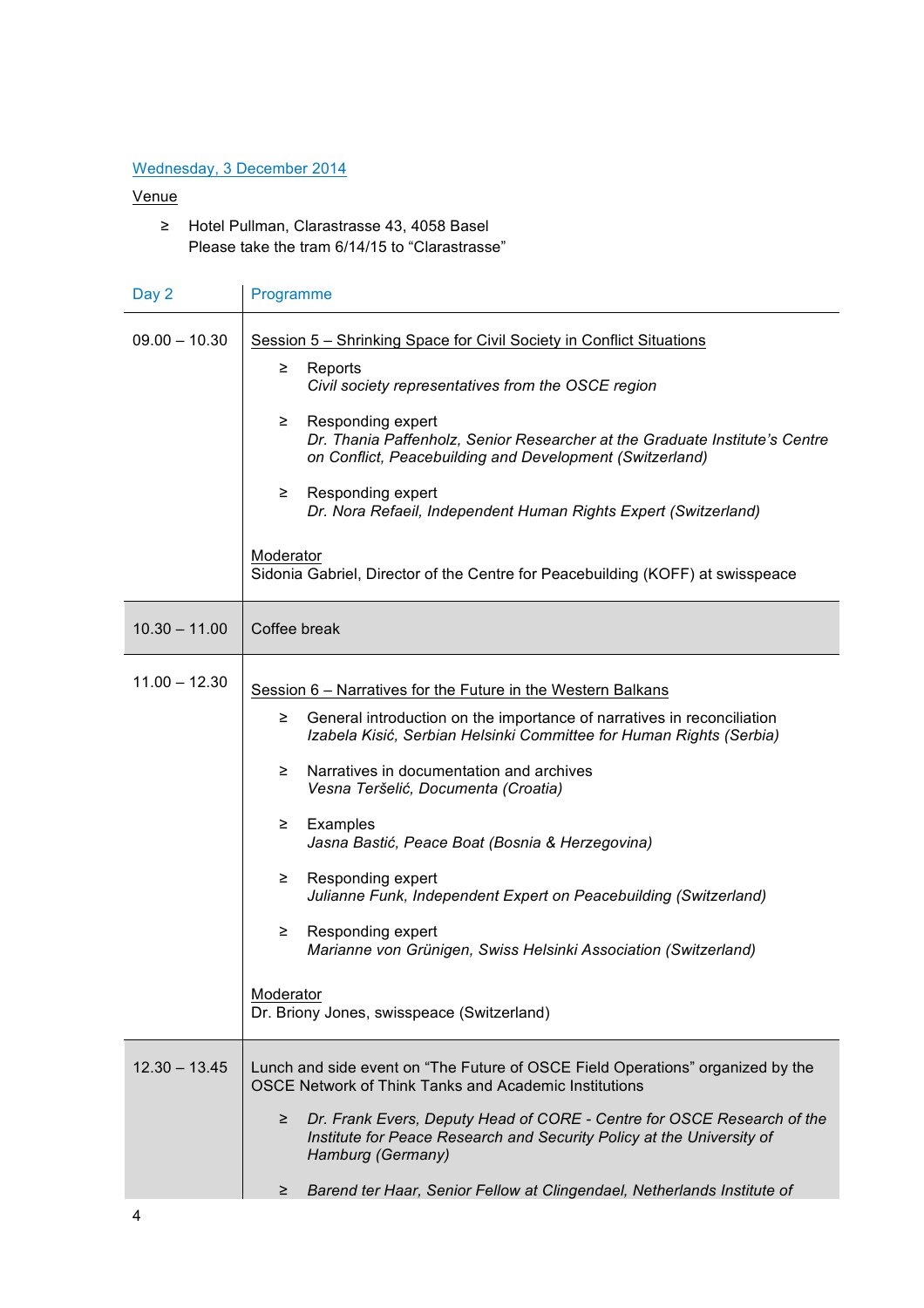Wednesday, 3 December 2014

Venue

- Hotel Pullman, Clarastrasse 43, 4058 Basel
  Please take the tram 6/14/15 to "Clarastrasse"

| Day 2 | Programme |
|---|---|
| 09.00 – 10.30 | Session 5 – Shrinking Space for Civil Society in Conflict Situations<br>≥ Reports<br>*Civil society representatives from the OSCE region*<br>≥ Responding expert<br>*Dr. Thania Paffenholz, Senior Researcher at the Graduate Institute's Centre on Conflict, Peacebuilding and Development (Switzerland)*<br>≥ Responding expert<br>*Dr. Nora Refaeil, Independent Human Rights Expert (Switzerland)*<br>Moderator<br>Sidonia Gabriel, Director of the Centre for Peacebuilding (KOFF) at swisspeace |
| 10.30 – 11.00 | Coffee break |
| 11.00 – 12.30 | Session 6 – Narratives for the Future in the Western Balkans<br>≥ General introduction on the importance of narratives in reconciliation<br>*Izabela Kisić, Serbian Helsinki Committee for Human Rights (Serbia)*<br>≥ Narratives in documentation and archives<br>*Vesna Teršelić, Documenta (Croatia)*<br>≥ Examples<br>*Jasna Bastić, Peace Boat (Bosnia & Herzegovina)*<br>≥ Responding expert<br>*Julianne Funk, Independent Expert on Peacebuilding (Switzerland)*<br>≥ Responding expert<br>*Marianne von Grünigen, Swiss Helsinki Association (Switzerland)*<br>Moderator<br>Dr. Briony Jones, swisspeace (Switzerland) |
| 12.30 – 13.45 | Lunch and side event on "The Future of OSCE Field Operations" organized by the OSCE Network of Think Tanks and Academic Institutions<br>≥ *Dr. Frank Evers, Deputy Head of CORE - Centre for OSCE Research of the Institute for Peace Research and Security Policy at the University of Hamburg (Germany)*<br>≥ *Barend ter Haar, Senior Fellow at Clingendael, Netherlands Institute of* |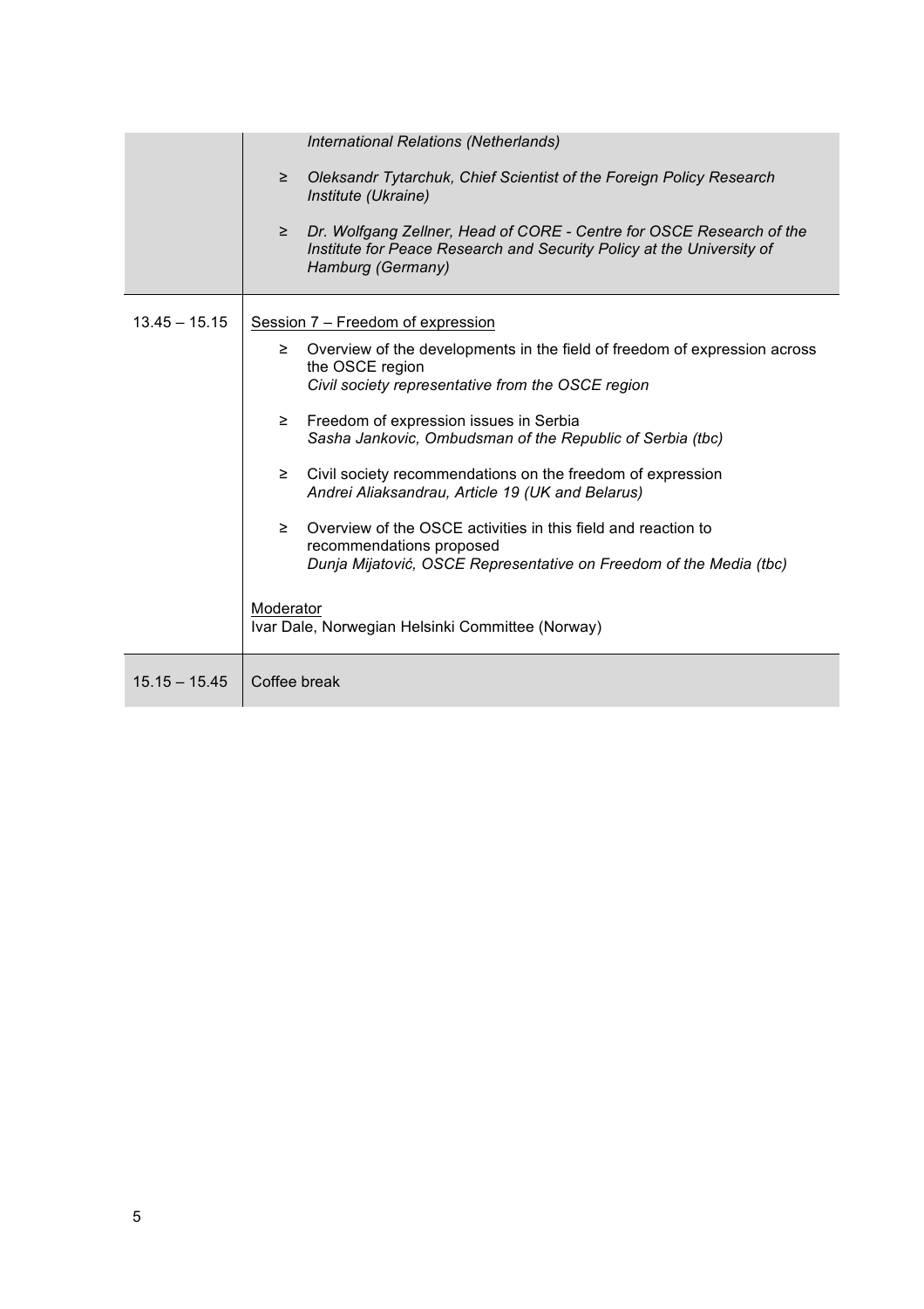| | |
|---|---|
| | *International Relations (Netherlands)*<br>≥ *Oleksandr Tytarchuk, Chief Scientist of the Foreign Policy Research Institute (Ukraine)*<br>≥ *Dr. Wolfgang Zellner, Head of CORE - Centre for OSCE Research of the Institute for Peace Research and Security Policy at the University of Hamburg (Germany)* |
| 13.45 – 15.15 | Session 7 – Freedom of expression<br>≥ Overview of the developments in the field of freedom of expression across the OSCE region<br>*Civil society representative from the OSCE region*<br>≥ Freedom of expression issues in Serbia<br>*Sasha Jankovic, Ombudsman of the Republic of Serbia (tbc)*<br>≥ Civil society recommendations on the freedom of expression<br>*Andrei Aliaksandrau, Article 19 (UK and Belarus)*<br>≥ Overview of the OSCE activities in this field and reaction to recommendations proposed<br>*Dunja Mijatović, OSCE Representative on Freedom of the Media (tbc)*<br><br>Moderator<br>Ivar Dale, Norwegian Helsinki Committee (Norway) |
| 15.15 – 15.45 | Coffee break |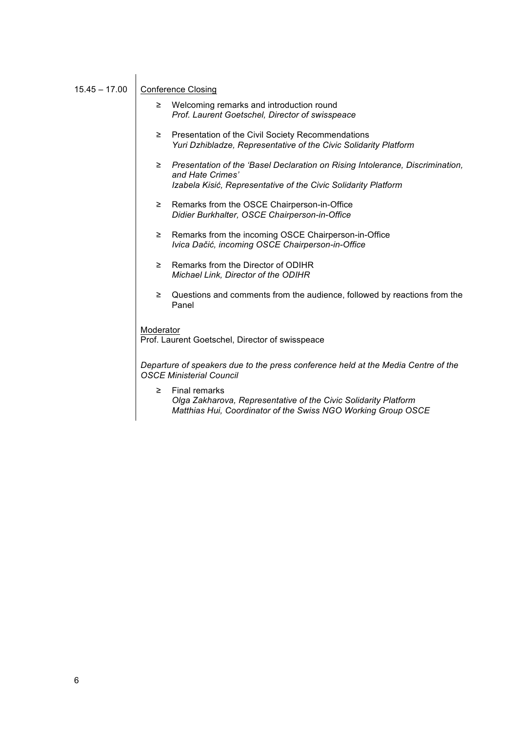15.45 – 17.00 Conference Closing

- ≥ Welcoming remarks and introduction round
  *Prof. Laurent Goetschel, Director of swisspeace*

- ≥ Presentation of the Civil Society Recommendations
  *Yuri Dzhibladze, Representative of the Civic Solidarity Platform*

- ≥ *Presentation of the 'Basel Declaration on Rising Intolerance, Discrimination, and Hate Crimes'*
  *Izabela Kisić, Representative of the Civic Solidarity Platform*

- ≥ Remarks from the OSCE Chairperson-in-Office
  *Didier Burkhalter, OSCE Chairperson-in-Office*

- ≥ Remarks from the incoming OSCE Chairperson-in-Office
  *Ivica Dačić, incoming OSCE Chairperson-in-Office*

- ≥ Remarks from the Director of ODIHR
  *Michael Link, Director of the ODIHR*

- ≥ Questions and comments from the audience, followed by reactions from the Panel

Moderator
Prof. Laurent Goetschel, Director of swisspeace

*Departure of speakers due to the press conference held at the Media Centre of the OSCE Ministerial Council*

- ≥ Final remarks
  *Olga Zakharova, Representative of the Civic Solidarity Platform*
  *Matthias Hui, Coordinator of the Swiss NGO Working Group OSCE*